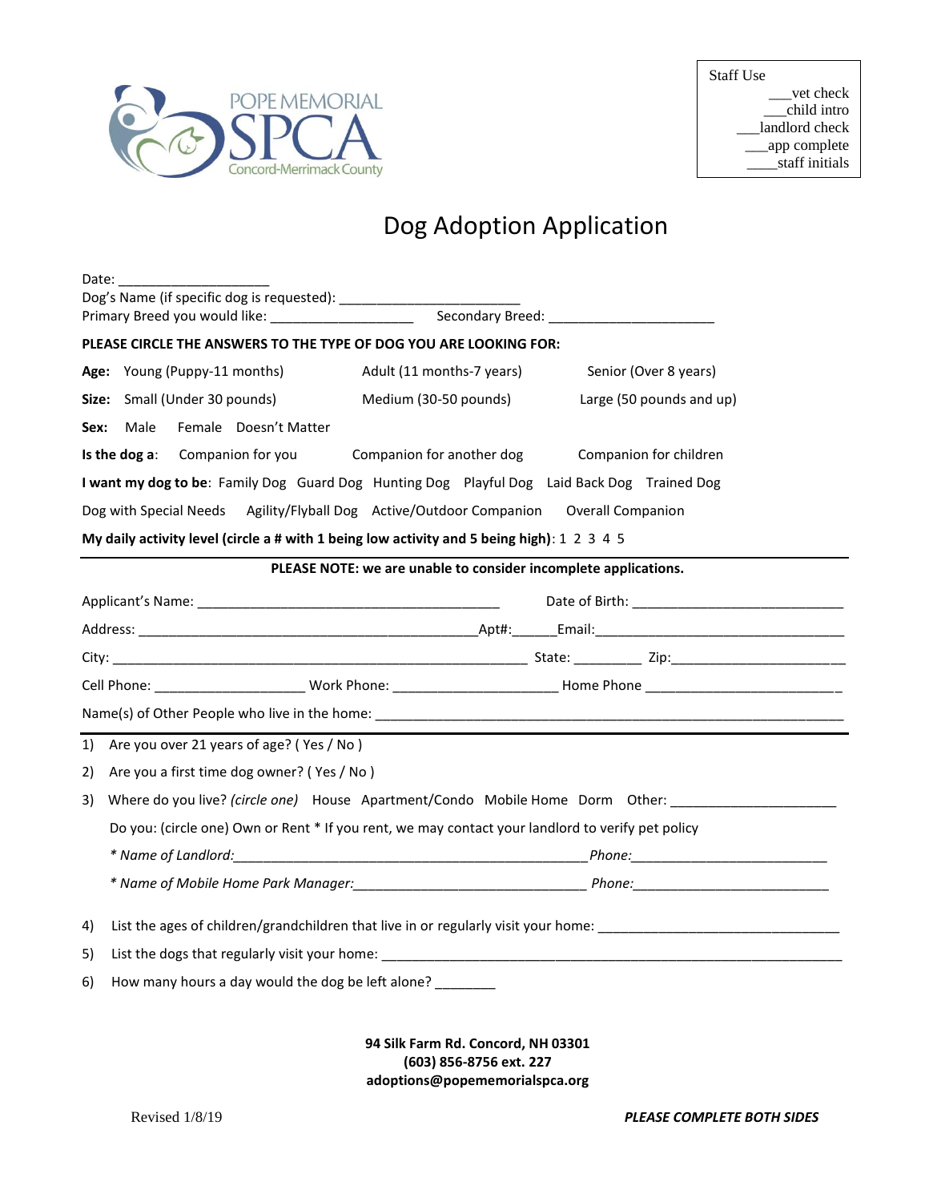POPE MEMORIAL SPCA
Concord-Merrimack County

Staff Use
___vet check
___child intro
___landlord check
___app complete
____staff initials

# Dog Adoption Application

Date: ____________________
Dog's Name (if specific dog is requested): ________________________
Primary Breed you would like: ___________________ Secondary Breed: ______________________

**PLEASE CIRCLE THE ANSWERS TO THE TYPE OF DOG YOU ARE LOOKING FOR:**

**Age:** Young (Puppy-11 months) Adult (11 months-7 years) Senior (Over 8 years)

**Size:** Small (Under 30 pounds) Medium (30-50 pounds) Large (50 pounds and up)

**Sex:** Male Female Doesn't Matter

**Is the dog a:** Companion for you Companion for another dog Companion for children

**I want my dog to be**: Family Dog Guard Dog Hunting Dog Playful Dog Laid Back Dog Trained Dog

Dog with Special Needs Agility/Flyball Dog Active/Outdoor Companion Overall Companion

**My daily activity level (circle a # with 1 being low activity and 5 being high)**: 1 2 3 4 5

---

**PLEASE NOTE: we are unable to consider incomplete applications.**

Applicant's Name: ________________________________________ Date of Birth: ____________________________

Address: _____________________________________________Apt#:______Email:_________________________________

City: _______________________________________________________ State: _________ Zip:_______________________

Cell Phone: ____________________ Work Phone: ______________________ Home Phone __________________________

Name(s) of Other People who live in the home: ___________________________________________________________

---

1) Are you over 21 years of age? ( Yes / No )

2) Are you a first time dog owner? ( Yes / No )

3) Where do you live? *(circle one)* House Apartment/Condo Mobile Home Dorm Other: _____________________

   Do you: (circle one) Own or Rent * If you rent, we may contact your landlord to verify pet policy

   *\* Name of Landlord:_______________________________________________Phone:_________________________*

   *\* Name of Mobile Home Park Manager:_______________________________ Phone:_________________________*

4) List the ages of children/grandchildren that live in or regularly visit your home: ________________________________

5) List the dogs that regularly visit your home: _______________________________________________________________

6) How many hours a day would the dog be left alone? ________

**94 Silk Farm Rd. Concord, NH 03301**
**(603) 856-8756 ext. 227**
**adoptions@popememorialspca.org**

Revised 1/8/19

***PLEASE COMPLETE BOTH SIDES***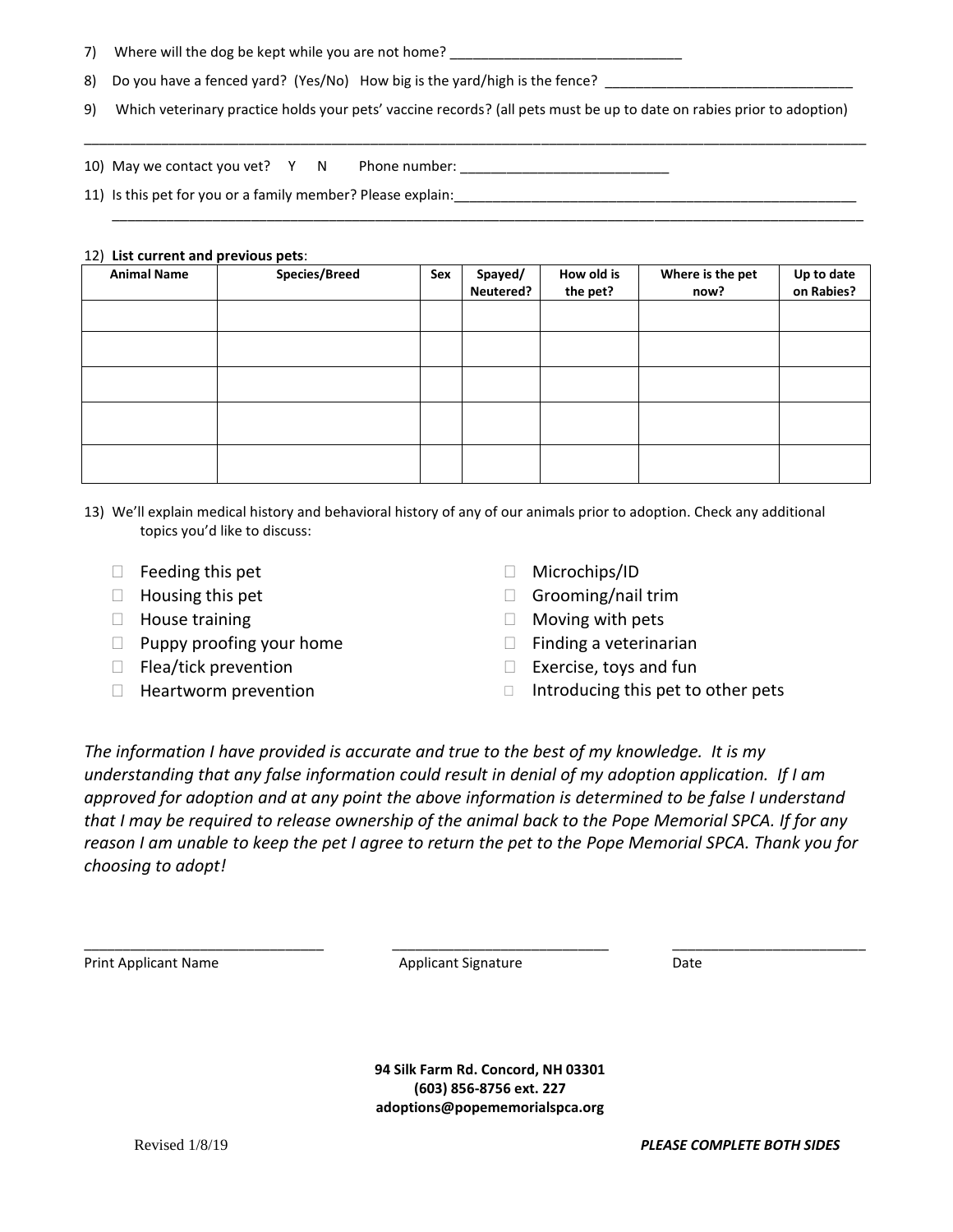7) Where will the dog be kept while you are not home? ______________________________

8) Do you have a fenced yard? (Yes/No) How big is the yard/high is the fence? ________________________________

9) Which veterinary practice holds your pets' vaccine records? (all pets must be up to date on rabies prior to adoption)

______________________________________________________________________________________________

10) May we contact you vet? Y N Phone number: ___________________________

11) Is this pet for you or a family member? Please explain:______________________________________________________

______________________________________________________________________________________________

12) **List current and previous pets**:

| Animal Name | Species/Breed | Sex | Spayed/ Neutered? | How old is the pet? | Where is the pet now? | Up to date on Rabies? |
|---|---|---|---|---|---|---|
| | | | | | | |
| | | | | | | |
| | | | | | | |
| | | | | | | |
| | | | | | | |

13) We'll explain medical history and behavioral history of any of our animals prior to adoption. Check any additional topics you'd like to discuss:

- ☐ Feeding this pet
- ☐ Housing this pet
- ☐ House training
- ☐ Puppy proofing your home
- ☐ Flea/tick prevention
- ☐ Heartworm prevention
- ☐ Microchips/ID
- ☐ Grooming/nail trim
- ☐ Moving with pets
- ☐ Finding a veterinarian
- ☐ Exercise, toys and fun
- ☐ Introducing this pet to other pets

*The information I have provided is accurate and true to the best of my knowledge. It is my understanding that any false information could result in denial of my adoption application. If I am approved for adoption and at any point the above information is determined to be false I understand that I may be required to release ownership of the animal back to the Pope Memorial SPCA. If for any reason I am unable to keep the pet I agree to return the pet to the Pope Memorial SPCA. Thank you for choosing to adopt!*

______________________________ ___________________________ ________________________

Print Applicant Name Applicant Signature Date

**94 Silk Farm Rd. Concord, NH 03301**
**(603) 856-8756 ext. 227**
**adoptions@popememorialspca.org**

Revised 1/8/19 ***PLEASE COMPLETE BOTH SIDES***